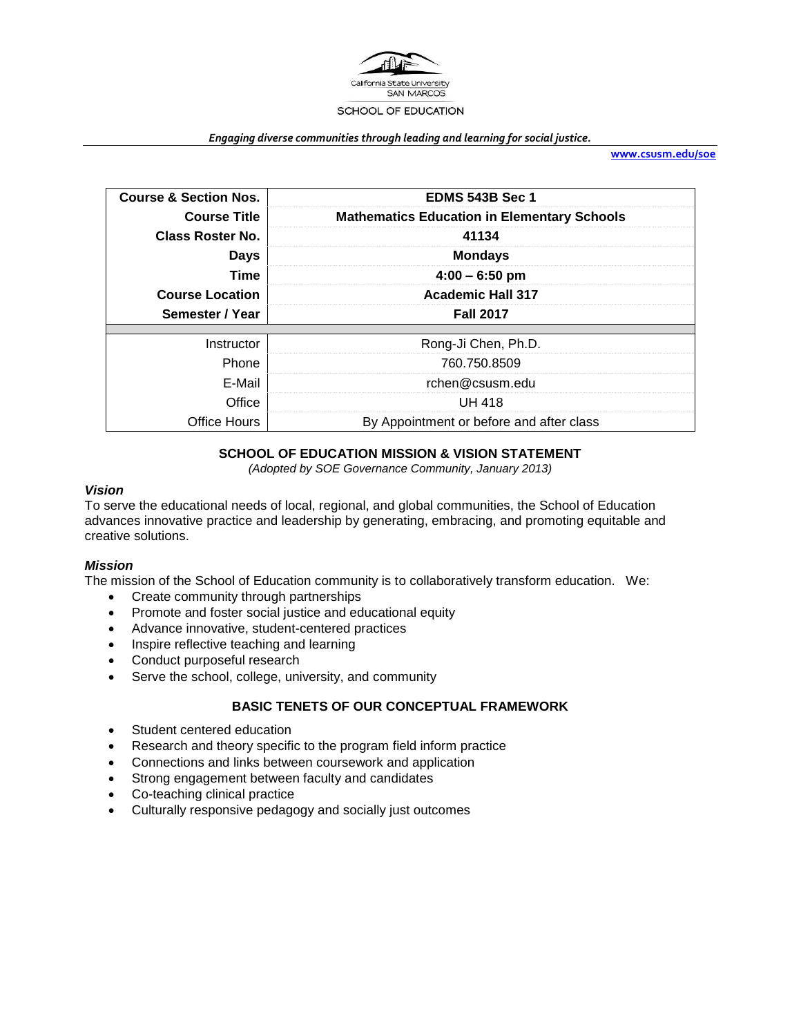California State University SAN MARCOS

SCHOOL OF EDUCATION

***Engaging diverse communities through leading and learning for social justice.***

**www.csusm.edu/soe**

| **Course & Section Nos.** | **EDMS 543B Sec 1** |
|---|---|
| **Course Title** | **Mathematics Education in Elementary Schools** |
| **Class Roster No.** | **41134** |
| **Days** | **Mondays** |
| **Time** | **4:00 – 6:50 pm** |
| **Course Location** | **Academic Hall 317** |
| **Semester / Year** | **Fall 2017** |
| | |
| Instructor | Rong-Ji Chen, Ph.D. |
| Phone | 760.750.8509 |
| E-Mail | rchen@csusm.edu |
| Office | UH 418 |
| Office Hours | By Appointment or before and after class |

## SCHOOL OF EDUCATION MISSION & VISION STATEMENT

*(Adopted by SOE Governance Community, January 2013)*

### *Vision*

To serve the educational needs of local, regional, and global communities, the School of Education advances innovative practice and leadership by generating, embracing, and promoting equitable and creative solutions.

### *Mission*

The mission of the School of Education community is to collaboratively transform education. We:

- Create community through partnerships
- Promote and foster social justice and educational equity
- Advance innovative, student-centered practices
- Inspire reflective teaching and learning
- Conduct purposeful research
- Serve the school, college, university, and community

## BASIC TENETS OF OUR CONCEPTUAL FRAMEWORK

- Student centered education
- Research and theory specific to the program field inform practice
- Connections and links between coursework and application
- Strong engagement between faculty and candidates
- Co-teaching clinical practice
- Culturally responsive pedagogy and socially just outcomes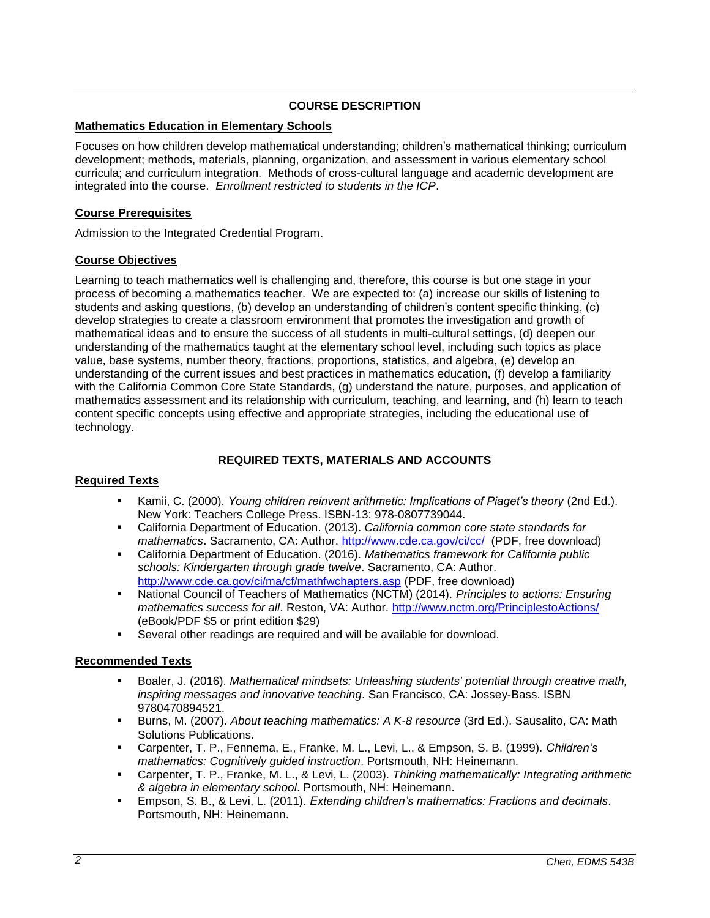## COURSE DESCRIPTION

### Mathematics Education in Elementary Schools

Focuses on how children develop mathematical understanding; children's mathematical thinking; curriculum development; methods, materials, planning, organization, and assessment in various elementary school curricula; and curriculum integration. Methods of cross-cultural language and academic development are integrated into the course. *Enrollment restricted to students in the ICP*.

### Course Prerequisites

Admission to the Integrated Credential Program.

### Course Objectives

Learning to teach mathematics well is challenging and, therefore, this course is but one stage in your process of becoming a mathematics teacher. We are expected to: (a) increase our skills of listening to students and asking questions, (b) develop an understanding of children's content specific thinking, (c) develop strategies to create a classroom environment that promotes the investigation and growth of mathematical ideas and to ensure the success of all students in multi-cultural settings, (d) deepen our understanding of the mathematics taught at the elementary school level, including such topics as place value, base systems, number theory, fractions, proportions, statistics, and algebra, (e) develop an understanding of the current issues and best practices in mathematics education, (f) develop a familiarity with the California Common Core State Standards, (g) understand the nature, purposes, and application of mathematics assessment and its relationship with curriculum, teaching, and learning, and (h) learn to teach content specific concepts using effective and appropriate strategies, including the educational use of technology.

## REQUIRED TEXTS, MATERIALS AND ACCOUNTS

### Required Texts

- Kamii, C. (2000). *Young children reinvent arithmetic: Implications of Piaget's theory* (2nd Ed.). New York: Teachers College Press. ISBN-13: 978-0807739044.
- California Department of Education. (2013). *California common core state standards for mathematics*. Sacramento, CA: Author. http://www.cde.ca.gov/ci/cc/ (PDF, free download)
- California Department of Education. (2016). *Mathematics framework for California public schools: Kindergarten through grade twelve*. Sacramento, CA: Author. http://www.cde.ca.gov/ci/ma/cf/mathfwchapters.asp (PDF, free download)
- National Council of Teachers of Mathematics (NCTM) (2014). *Principles to actions: Ensuring mathematics success for all*. Reston, VA: Author. http://www.nctm.org/PrinciplestoActions/ (eBook/PDF $5 or print edition $29)
- Several other readings are required and will be available for download.

### Recommended Texts

- Boaler, J. (2016). *Mathematical mindsets: Unleashing students' potential through creative math, inspiring messages and innovative teaching*. San Francisco, CA: Jossey-Bass. ISBN 9780470894521.
- Burns, M. (2007). *About teaching mathematics: A K-8 resource* (3rd Ed.). Sausalito, CA: Math Solutions Publications.
- Carpenter, T. P., Fennema, E., Franke, M. L., Levi, L., & Empson, S. B. (1999). *Children's mathematics: Cognitively guided instruction*. Portsmouth, NH: Heinemann.
- Carpenter, T. P., Franke, M. L., & Levi, L. (2003). *Thinking mathematically: Integrating arithmetic & algebra in elementary school*. Portsmouth, NH: Heinemann.
- Empson, S. B., & Levi, L. (2011). *Extending children's mathematics: Fractions and decimals*. Portsmouth, NH: Heinemann.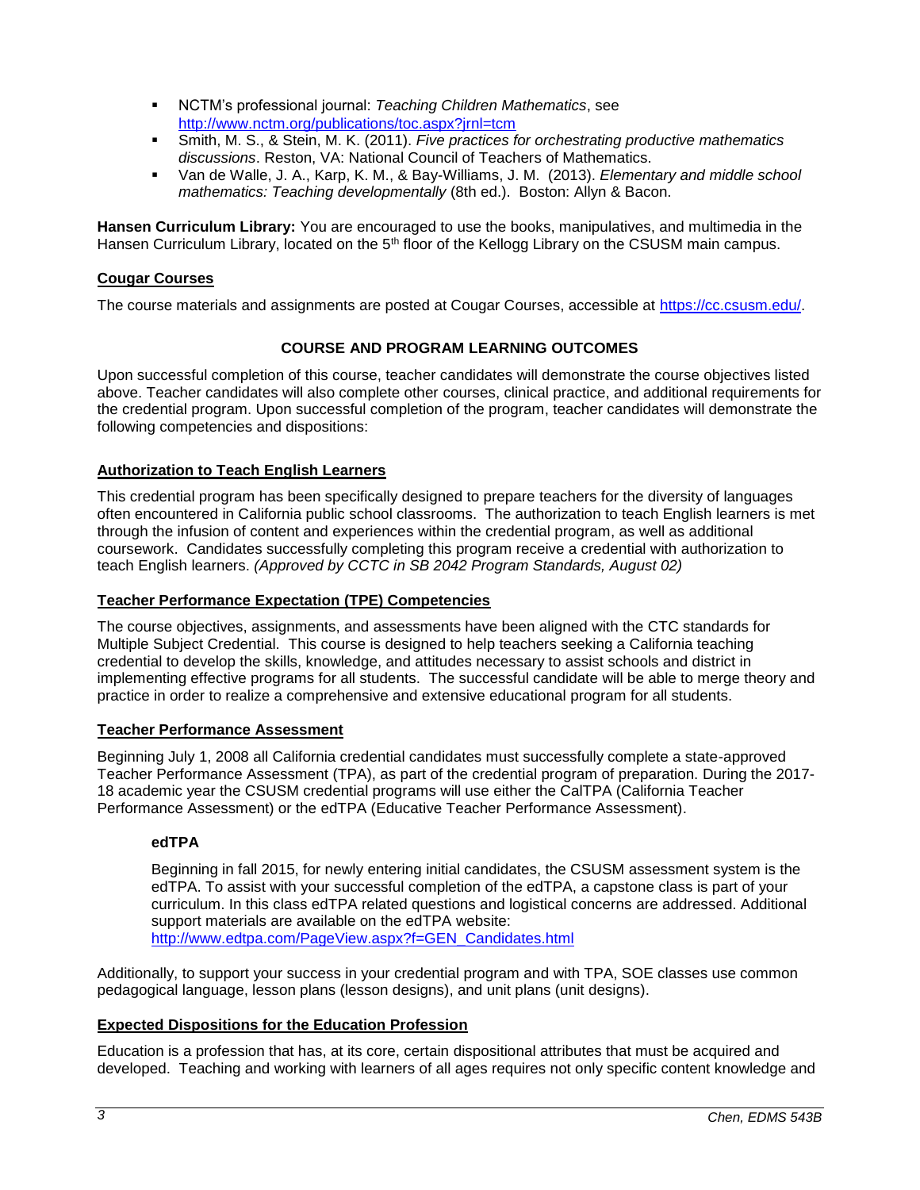- NCTM's professional journal: *Teaching Children Mathematics*, see http://www.nctm.org/publications/toc.aspx?jrnl=tcm
- Smith, M. S., & Stein, M. K. (2011). *Five practices for orchestrating productive mathematics discussions*. Reston, VA: National Council of Teachers of Mathematics.
- Van de Walle, J. A., Karp, K. M., & Bay-Williams, J. M. (2013). *Elementary and middle school mathematics: Teaching developmentally* (8th ed.). Boston: Allyn & Bacon.

**Hansen Curriculum Library:** You are encouraged to use the books, manipulatives, and multimedia in the Hansen Curriculum Library, located on the 5th floor of the Kellogg Library on the CSUSM main campus.

## Cougar Courses

The course materials and assignments are posted at Cougar Courses, accessible at https://cc.csusm.edu/.

## COURSE AND PROGRAM LEARNING OUTCOMES

Upon successful completion of this course, teacher candidates will demonstrate the course objectives listed above. Teacher candidates will also complete other courses, clinical practice, and additional requirements for the credential program. Upon successful completion of the program, teacher candidates will demonstrate the following competencies and dispositions:

### Authorization to Teach English Learners

This credential program has been specifically designed to prepare teachers for the diversity of languages often encountered in California public school classrooms. The authorization to teach English learners is met through the infusion of content and experiences within the credential program, as well as additional coursework. Candidates successfully completing this program receive a credential with authorization to teach English learners. *(Approved by CCTC in SB 2042 Program Standards, August 02)*

### Teacher Performance Expectation (TPE) Competencies

The course objectives, assignments, and assessments have been aligned with the CTC standards for Multiple Subject Credential. This course is designed to help teachers seeking a California teaching credential to develop the skills, knowledge, and attitudes necessary to assist schools and district in implementing effective programs for all students. The successful candidate will be able to merge theory and practice in order to realize a comprehensive and extensive educational program for all students.

### Teacher Performance Assessment

Beginning July 1, 2008 all California credential candidates must successfully complete a state-approved Teacher Performance Assessment (TPA), as part of the credential program of preparation. During the 2017-18 academic year the CSUSM credential programs will use either the CalTPA (California Teacher Performance Assessment) or the edTPA (Educative Teacher Performance Assessment).

#### edTPA

Beginning in fall 2015, for newly entering initial candidates, the CSUSM assessment system is the edTPA. To assist with your successful completion of the edTPA, a capstone class is part of your curriculum. In this class edTPA related questions and logistical concerns are addressed. Additional support materials are available on the edTPA website: http://www.edtpa.com/PageView.aspx?f=GEN_Candidates.html

Additionally, to support your success in your credential program and with TPA, SOE classes use common pedagogical language, lesson plans (lesson designs), and unit plans (unit designs).

### Expected Dispositions for the Education Profession

Education is a profession that has, at its core, certain dispositional attributes that must be acquired and developed. Teaching and working with learners of all ages requires not only specific content knowledge and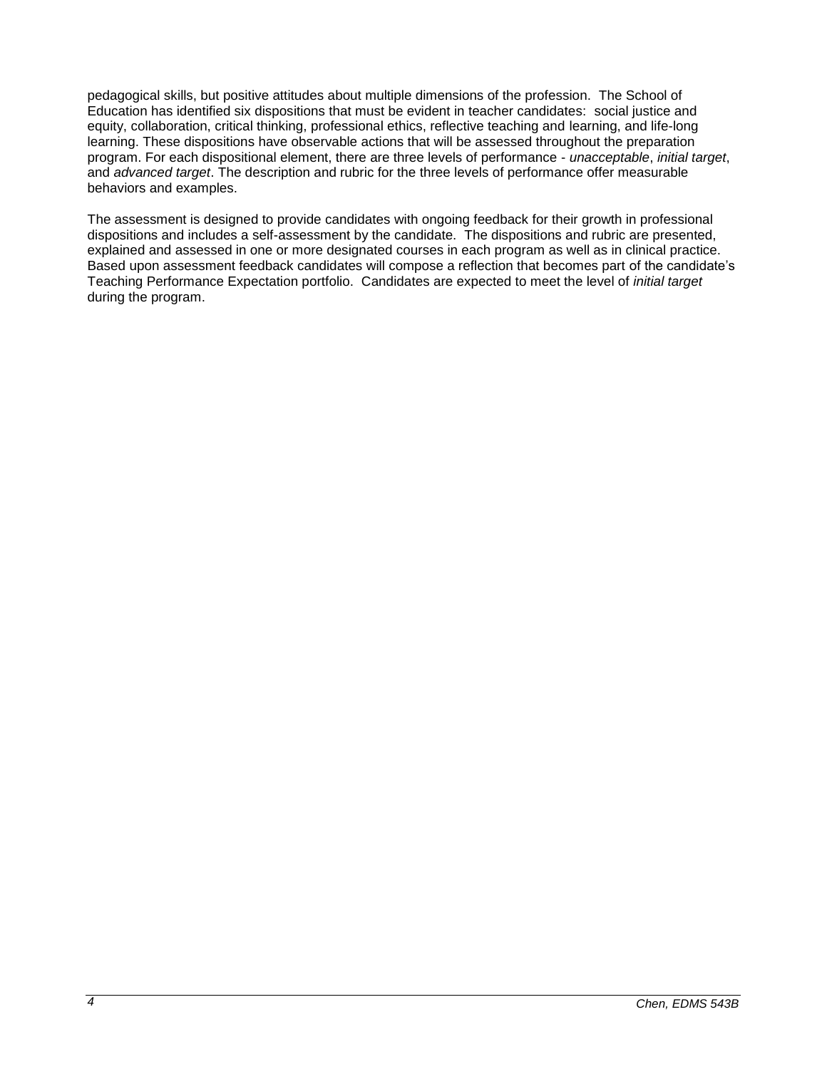pedagogical skills, but positive attitudes about multiple dimensions of the profession. The School of Education has identified six dispositions that must be evident in teacher candidates: social justice and equity, collaboration, critical thinking, professional ethics, reflective teaching and learning, and life-long learning. These dispositions have observable actions that will be assessed throughout the preparation program. For each dispositional element, there are three levels of performance - *unacceptable*, *initial target*, and *advanced target*. The description and rubric for the three levels of performance offer measurable behaviors and examples.

The assessment is designed to provide candidates with ongoing feedback for their growth in professional dispositions and includes a self-assessment by the candidate. The dispositions and rubric are presented, explained and assessed in one or more designated courses in each program as well as in clinical practice. Based upon assessment feedback candidates will compose a reflection that becomes part of the candidate's Teaching Performance Expectation portfolio. Candidates are expected to meet the level of *initial target* during the program.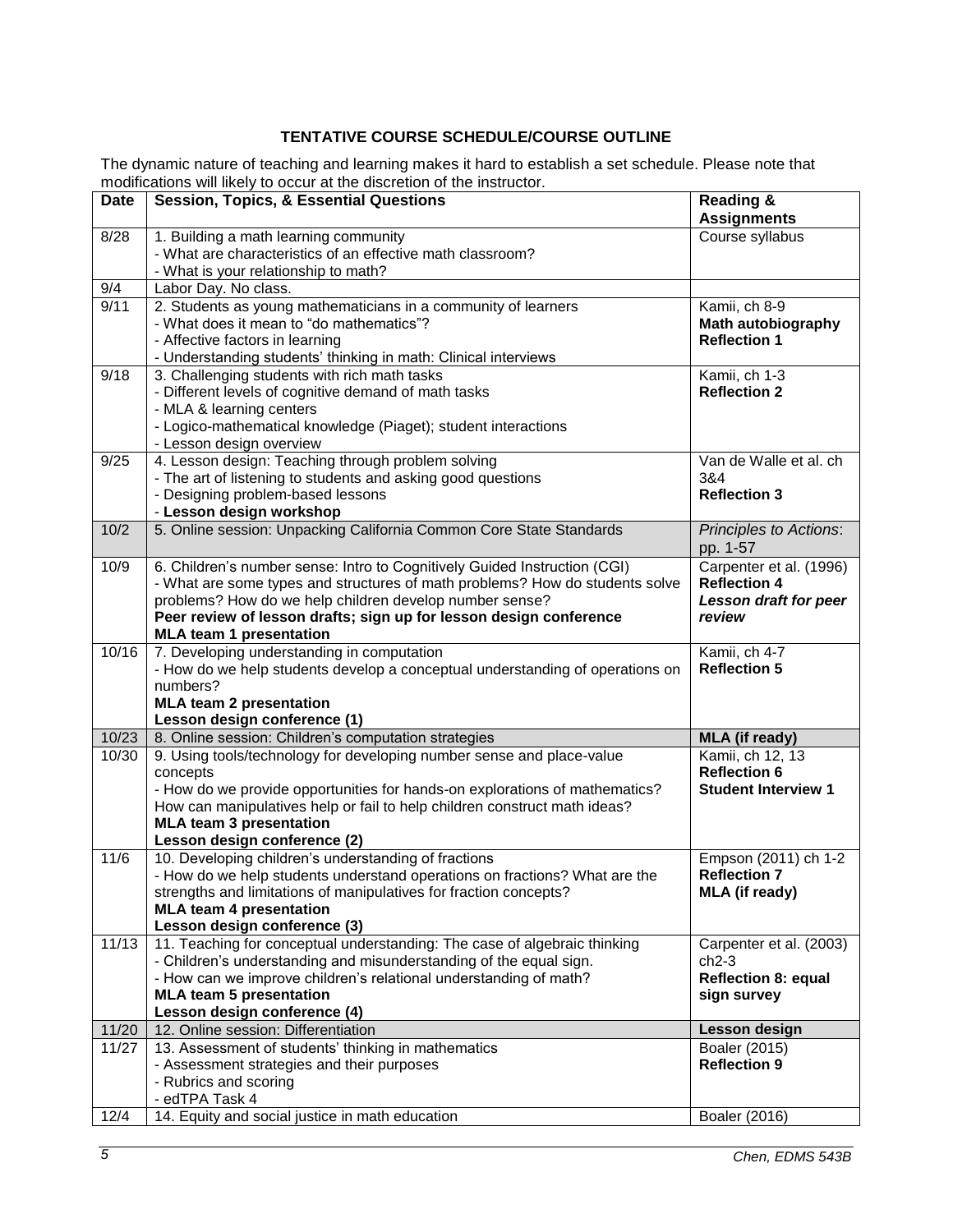## TENTATIVE COURSE SCHEDULE/COURSE OUTLINE

The dynamic nature of teaching and learning makes it hard to establish a set schedule. Please note that modifications will likely to occur at the discretion of the instructor.

| Date | Session, Topics, & Essential Questions | Reading & Assignments |
|---|---|---|
| 8/28 | 1. Building a math learning community<br>- What are characteristics of an effective math classroom?<br>- What is your relationship to math? | Course syllabus |
| 9/4 | Labor Day. No class. | |
| 9/11 | 2. Students as young mathematicians in a community of learners<br>- What does it mean to "do mathematics"?<br>- Affective factors in learning<br>- Understanding students' thinking in math: Clinical interviews | Kamii, ch 8-9<br>**Math autobiography**<br>**Reflection 1** |
| 9/18 | 3. Challenging students with rich math tasks<br>- Different levels of cognitive demand of math tasks<br>- MLA & learning centers<br>- Logico-mathematical knowledge (Piaget); student interactions<br>- Lesson design overview | Kamii, ch 1-3<br>**Reflection 2** |
| 9/25 | 4. Lesson design: Teaching through problem solving<br>- The art of listening to students and asking good questions<br>- Designing problem-based lessons<br>- **Lesson design workshop** | Van de Walle et al. ch 3&4<br>**Reflection 3** |
| 10/2 | 5. Online session: Unpacking California Common Core State Standards | *Principles to Actions*: pp. 1-57 |
| 10/9 | 6. Children's number sense: Intro to Cognitively Guided Instruction (CGI)<br>- What are some types and structures of math problems? How do students solve problems? How do we help children develop number sense?<br>**Peer review of lesson drafts; sign up for lesson design conference**<br>**MLA team 1 presentation** | Carpenter et al. (1996)<br>**Reflection 4**<br>***Lesson draft for peer review*** |
| 10/16 | 7. Developing understanding in computation<br>- How do we help students develop a conceptual understanding of operations on numbers?<br>**MLA team 2 presentation**<br>**Lesson design conference (1)** | Kamii, ch 4-7<br>**Reflection 5** |
| 10/23 | 8. Online session: Children's computation strategies | **MLA (if ready)** |
| 10/30 | 9. Using tools/technology for developing number sense and place-value concepts<br>- How do we provide opportunities for hands-on explorations of mathematics? How can manipulatives help or fail to help children construct math ideas?<br>**MLA team 3 presentation**<br>**Lesson design conference (2)** | Kamii, ch 12, 13<br>**Reflection 6**<br>**Student Interview 1** |
| 11/6 | 10. Developing children's understanding of fractions<br>- How do we help students understand operations on fractions? What are the strengths and limitations of manipulatives for fraction concepts?<br>**MLA team 4 presentation**<br>**Lesson design conference (3)** | Empson (2011) ch 1-2<br>**Reflection 7**<br>**MLA (if ready)** |
| 11/13 | 11. Teaching for conceptual understanding: The case of algebraic thinking<br>- Children's understanding and misunderstanding of the equal sign.<br>- How can we improve children's relational understanding of math?<br>**MLA team 5 presentation**<br>**Lesson design conference (4)** | Carpenter et al. (2003) ch2-3<br>**Reflection 8: equal sign survey** |
| 11/20 | 12. Online session: Differentiation | **Lesson design** |
| 11/27 | 13. Assessment of students' thinking in mathematics<br>- Assessment strategies and their purposes<br>- Rubrics and scoring<br>- edTPA Task 4 | Boaler (2015)<br>**Reflection 9** |
| 12/4 | 14. Equity and social justice in math education | Boaler (2016) |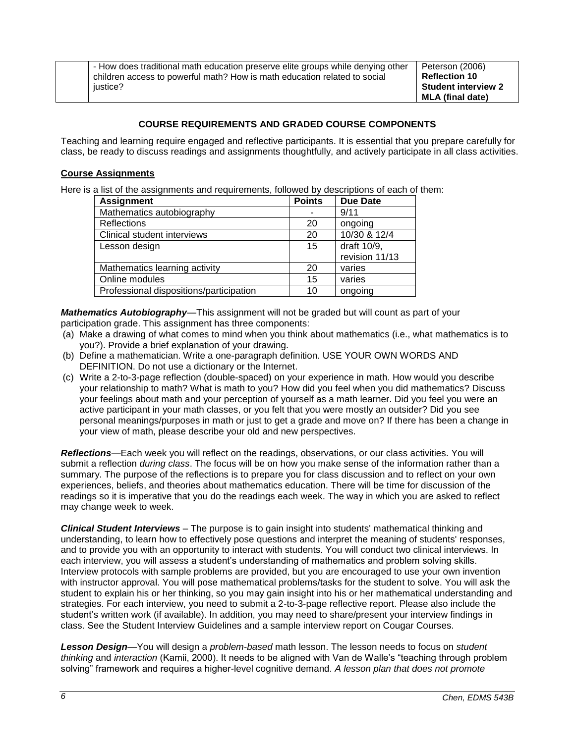| | | |
|---|---|---|
| | - How does traditional math education preserve elite groups while denying other children access to powerful math? How is math education related to social justice? | Peterson (2006) **Reflection 10** **Student interview 2** **MLA (final date)** |

## COURSE REQUIREMENTS AND GRADED COURSE COMPONENTS

Teaching and learning require engaged and reflective participants. It is essential that you prepare carefully for class, be ready to discuss readings and assignments thoughtfully, and actively participate in all class activities.

### Course Assignments

Here is a list of the assignments and requirements, followed by descriptions of each of them:

| Assignment | Points | Due Date |
|---|---|---|
| Mathematics autobiography | - | 9/11 |
| Reflections | 20 | ongoing |
| Clinical student interviews | 20 | 10/30 & 12/4 |
| Lesson design | 15 | draft 10/9, revision 11/13 |
| Mathematics learning activity | 20 | varies |
| Online modules | 15 | varies |
| Professional dispositions/participation | 10 | ongoing |

***Mathematics Autobiography***—This assignment will not be graded but will count as part of your participation grade. This assignment has three components:

(a) Make a drawing of what comes to mind when you think about mathematics (i.e., what mathematics is to you?). Provide a brief explanation of your drawing.
(b) Define a mathematician. Write a one-paragraph definition. USE YOUR OWN WORDS AND DEFINITION. Do not use a dictionary or the Internet.
(c) Write a 2-to-3-page reflection (double-spaced) on your experience in math. How would you describe your relationship to math? What is math to you? How did you feel when you did mathematics? Discuss your feelings about math and your perception of yourself as a math learner. Did you feel you were an active participant in your math classes, or you felt that you were mostly an outsider? Did you see personal meanings/purposes in math or just to get a grade and move on? If there has been a change in your view of math, please describe your old and new perspectives.

***Reflections***—Each week you will reflect on the readings, observations, or our class activities. You will submit a reflection *during class*. The focus will be on how you make sense of the information rather than a summary. The purpose of the reflections is to prepare you for class discussion and to reflect on your own experiences, beliefs, and theories about mathematics education. There will be time for discussion of the readings so it is imperative that you do the readings each week. The way in which you are asked to reflect may change week to week.

***Clinical Student Interviews*** – The purpose is to gain insight into students' mathematical thinking and understanding, to learn how to effectively pose questions and interpret the meaning of students' responses, and to provide you with an opportunity to interact with students. You will conduct two clinical interviews. In each interview, you will assess a student's understanding of mathematics and problem solving skills. Interview protocols with sample problems are provided, but you are encouraged to use your own invention with instructor approval. You will pose mathematical problems/tasks for the student to solve. You will ask the student to explain his or her thinking, so you may gain insight into his or her mathematical understanding and strategies. For each interview, you need to submit a 2-to-3-page reflective report. Please also include the student's written work (if available). In addition, you may need to share/present your interview findings in class. See the Student Interview Guidelines and a sample interview report on Cougar Courses.

***Lesson Design***—You will design a *problem-based* math lesson. The lesson needs to focus on *student thinking* and *interaction* (Kamii, 2000). It needs to be aligned with Van de Walle's "teaching through problem solving" framework and requires a higher-level cognitive demand. *A lesson plan that does not promote*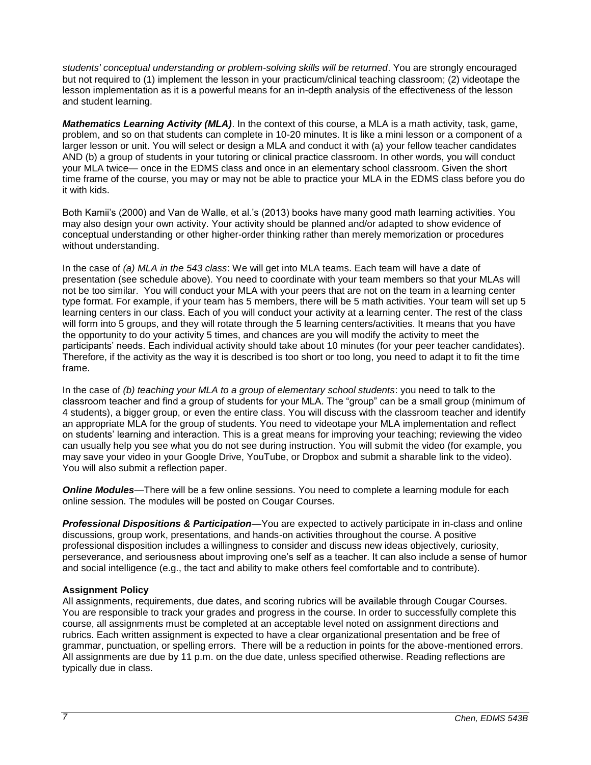*students' conceptual understanding or problem-solving skills will be returned*. You are strongly encouraged but not required to (1) implement the lesson in your practicum/clinical teaching classroom; (2) videotape the lesson implementation as it is a powerful means for an in-depth analysis of the effectiveness of the lesson and student learning.

***Mathematics Learning Activity (MLA)***. In the context of this course, a MLA is a math activity, task, game, problem, and so on that students can complete in 10-20 minutes. It is like a mini lesson or a component of a larger lesson or unit. You will select or design a MLA and conduct it with (a) your fellow teacher candidates AND (b) a group of students in your tutoring or clinical practice classroom. In other words, you will conduct your MLA twice— once in the EDMS class and once in an elementary school classroom. Given the short time frame of the course, you may or may not be able to practice your MLA in the EDMS class before you do it with kids.

Both Kamii's (2000) and Van de Walle, et al.'s (2013) books have many good math learning activities. You may also design your own activity. Your activity should be planned and/or adapted to show evidence of conceptual understanding or other higher-order thinking rather than merely memorization or procedures without understanding.

In the case of *(a) MLA in the 543 class*: We will get into MLA teams. Each team will have a date of presentation (see schedule above). You need to coordinate with your team members so that your MLAs will not be too similar. You will conduct your MLA with your peers that are not on the team in a learning center type format. For example, if your team has 5 members, there will be 5 math activities. Your team will set up 5 learning centers in our class. Each of you will conduct your activity at a learning center. The rest of the class will form into 5 groups, and they will rotate through the 5 learning centers/activities. It means that you have the opportunity to do your activity 5 times, and chances are you will modify the activity to meet the participants' needs. Each individual activity should take about 10 minutes (for your peer teacher candidates). Therefore, if the activity as the way it is described is too short or too long, you need to adapt it to fit the time frame.

In the case of *(b) teaching your MLA to a group of elementary school students*: you need to talk to the classroom teacher and find a group of students for your MLA. The "group" can be a small group (minimum of 4 students), a bigger group, or even the entire class. You will discuss with the classroom teacher and identify an appropriate MLA for the group of students. You need to videotape your MLA implementation and reflect on students' learning and interaction. This is a great means for improving your teaching; reviewing the video can usually help you see what you do not see during instruction. You will submit the video (for example, you may save your video in your Google Drive, YouTube, or Dropbox and submit a sharable link to the video). You will also submit a reflection paper.

***Online Modules***—There will be a few online sessions. You need to complete a learning module for each online session. The modules will be posted on Cougar Courses.

***Professional Dispositions & Participation***—You are expected to actively participate in in-class and online discussions, group work, presentations, and hands-on activities throughout the course. A positive professional disposition includes a willingness to consider and discuss new ideas objectively, curiosity, perseverance, and seriousness about improving one's self as a teacher. It can also include a sense of humor and social intelligence (e.g., the tact and ability to make others feel comfortable and to contribute).

**Assignment Policy**

All assignments, requirements, due dates, and scoring rubrics will be available through Cougar Courses. You are responsible to track your grades and progress in the course. In order to successfully complete this course, all assignments must be completed at an acceptable level noted on assignment directions and rubrics. Each written assignment is expected to have a clear organizational presentation and be free of grammar, punctuation, or spelling errors. There will be a reduction in points for the above-mentioned errors. All assignments are due by 11 p.m. on the due date, unless specified otherwise. Reading reflections are typically due in class.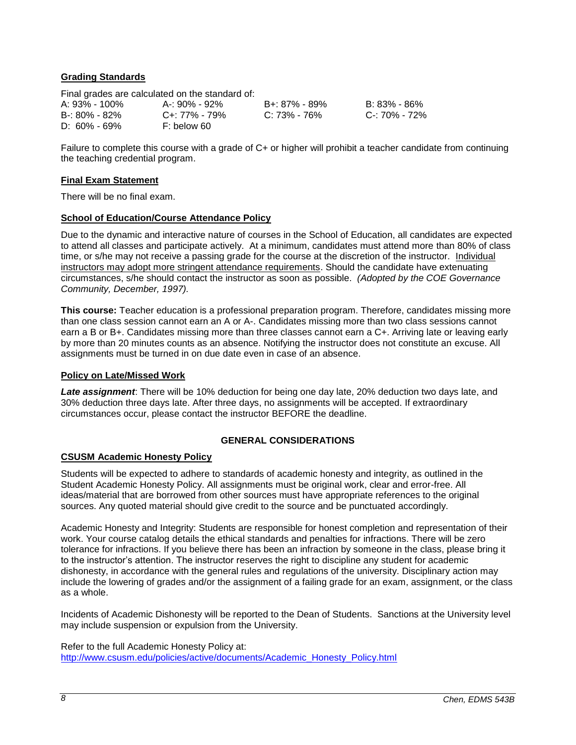## Grading Standards

Final grades are calculated on the standard of:

| | | | |
|---|---|---|---|
| A: 93% - 100% | A-: 90% - 92% | B+: 87% - 89% | B: 83% - 86% |
| B-: 80% - 82% | C+: 77% - 79% | C: 73% - 76% | C-: 70% - 72% |
| D: 60% - 69% | F: below 60 | | |

Failure to complete this course with a grade of C+ or higher will prohibit a teacher candidate from continuing the teaching credential program.

## Final Exam Statement

There will be no final exam.

## School of Education/Course Attendance Policy

Due to the dynamic and interactive nature of courses in the School of Education, all candidates are expected to attend all classes and participate actively. At a minimum, candidates must attend more than 80% of class time, or s/he may not receive a passing grade for the course at the discretion of the instructor. Individual instructors may adopt more stringent attendance requirements. Should the candidate have extenuating circumstances, s/he should contact the instructor as soon as possible. *(Adopted by the COE Governance Community, December, 1997).*

**This course:** Teacher education is a professional preparation program. Therefore, candidates missing more than one class session cannot earn an A or A-. Candidates missing more than two class sessions cannot earn a B or B+. Candidates missing more than three classes cannot earn a C+. Arriving late or leaving early by more than 20 minutes counts as an absence. Notifying the instructor does not constitute an excuse. All assignments must be turned in on due date even in case of an absence.

## Policy on Late/Missed Work

***Late assignment***: There will be 10% deduction for being one day late, 20% deduction two days late, and 30% deduction three days late. After three days, no assignments will be accepted. If extraordinary circumstances occur, please contact the instructor BEFORE the deadline.

# GENERAL CONSIDERATIONS

## CSUSM Academic Honesty Policy

Students will be expected to adhere to standards of academic honesty and integrity, as outlined in the Student Academic Honesty Policy. All assignments must be original work, clear and error-free. All ideas/material that are borrowed from other sources must have appropriate references to the original sources. Any quoted material should give credit to the source and be punctuated accordingly.

Academic Honesty and Integrity: Students are responsible for honest completion and representation of their work. Your course catalog details the ethical standards and penalties for infractions. There will be zero tolerance for infractions. If you believe there has been an infraction by someone in the class, please bring it to the instructor's attention. The instructor reserves the right to discipline any student for academic dishonesty, in accordance with the general rules and regulations of the university. Disciplinary action may include the lowering of grades and/or the assignment of a failing grade for an exam, assignment, or the class as a whole.

Incidents of Academic Dishonesty will be reported to the Dean of Students. Sanctions at the University level may include suspension or expulsion from the University.

Refer to the full Academic Honesty Policy at:
http://www.csusm.edu/policies/active/documents/Academic_Honesty_Policy.html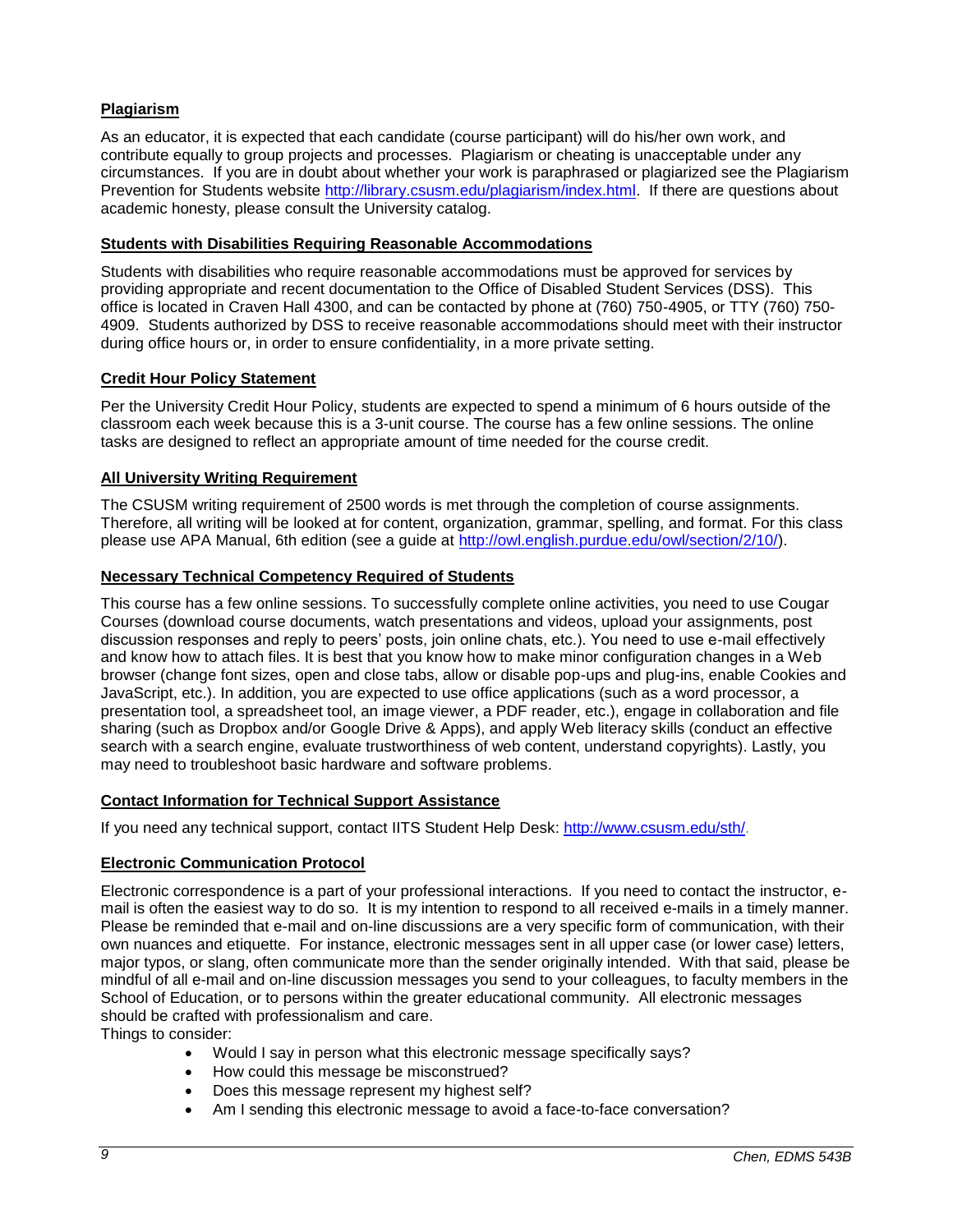### **Plagiarism**

As an educator, it is expected that each candidate (course participant) will do his/her own work, and contribute equally to group projects and processes. Plagiarism or cheating is unacceptable under any circumstances. If you are in doubt about whether your work is paraphrased or plagiarized see the Plagiarism Prevention for Students website http://library.csusm.edu/plagiarism/index.html. If there are questions about academic honesty, please consult the University catalog.

### **Students with Disabilities Requiring Reasonable Accommodations**

Students with disabilities who require reasonable accommodations must be approved for services by providing appropriate and recent documentation to the Office of Disabled Student Services (DSS). This office is located in Craven Hall 4300, and can be contacted by phone at (760) 750-4905, or TTY (760) 750-4909. Students authorized by DSS to receive reasonable accommodations should meet with their instructor during office hours or, in order to ensure confidentiality, in a more private setting.

### **Credit Hour Policy Statement**

Per the University Credit Hour Policy, students are expected to spend a minimum of 6 hours outside of the classroom each week because this is a 3-unit course. The course has a few online sessions. The online tasks are designed to reflect an appropriate amount of time needed for the course credit.

### **All University Writing Requirement**

The CSUSM writing requirement of 2500 words is met through the completion of course assignments. Therefore, all writing will be looked at for content, organization, grammar, spelling, and format. For this class please use APA Manual, 6th edition (see a guide at http://owl.english.purdue.edu/owl/section/2/10/).

### **Necessary Technical Competency Required of Students**

This course has a few online sessions. To successfully complete online activities, you need to use Cougar Courses (download course documents, watch presentations and videos, upload your assignments, post discussion responses and reply to peers' posts, join online chats, etc.). You need to use e-mail effectively and know how to attach files. It is best that you know how to make minor configuration changes in a Web browser (change font sizes, open and close tabs, allow or disable pop-ups and plug-ins, enable Cookies and JavaScript, etc.). In addition, you are expected to use office applications (such as a word processor, a presentation tool, a spreadsheet tool, an image viewer, a PDF reader, etc.), engage in collaboration and file sharing (such as Dropbox and/or Google Drive & Apps), and apply Web literacy skills (conduct an effective search with a search engine, evaluate trustworthiness of web content, understand copyrights). Lastly, you may need to troubleshoot basic hardware and software problems.

### **Contact Information for Technical Support Assistance**

If you need any technical support, contact IITS Student Help Desk: http://www.csusm.edu/sth/.

### **Electronic Communication Protocol**

Electronic correspondence is a part of your professional interactions. If you need to contact the instructor, e-mail is often the easiest way to do so. It is my intention to respond to all received e-mails in a timely manner. Please be reminded that e-mail and on-line discussions are a very specific form of communication, with their own nuances and etiquette. For instance, electronic messages sent in all upper case (or lower case) letters, major typos, or slang, often communicate more than the sender originally intended. With that said, please be mindful of all e-mail and on-line discussion messages you send to your colleagues, to faculty members in the School of Education, or to persons within the greater educational community. All electronic messages should be crafted with professionalism and care.

Things to consider:

- Would I say in person what this electronic message specifically says?
- How could this message be misconstrued?
- Does this message represent my highest self?
- Am I sending this electronic message to avoid a face-to-face conversation?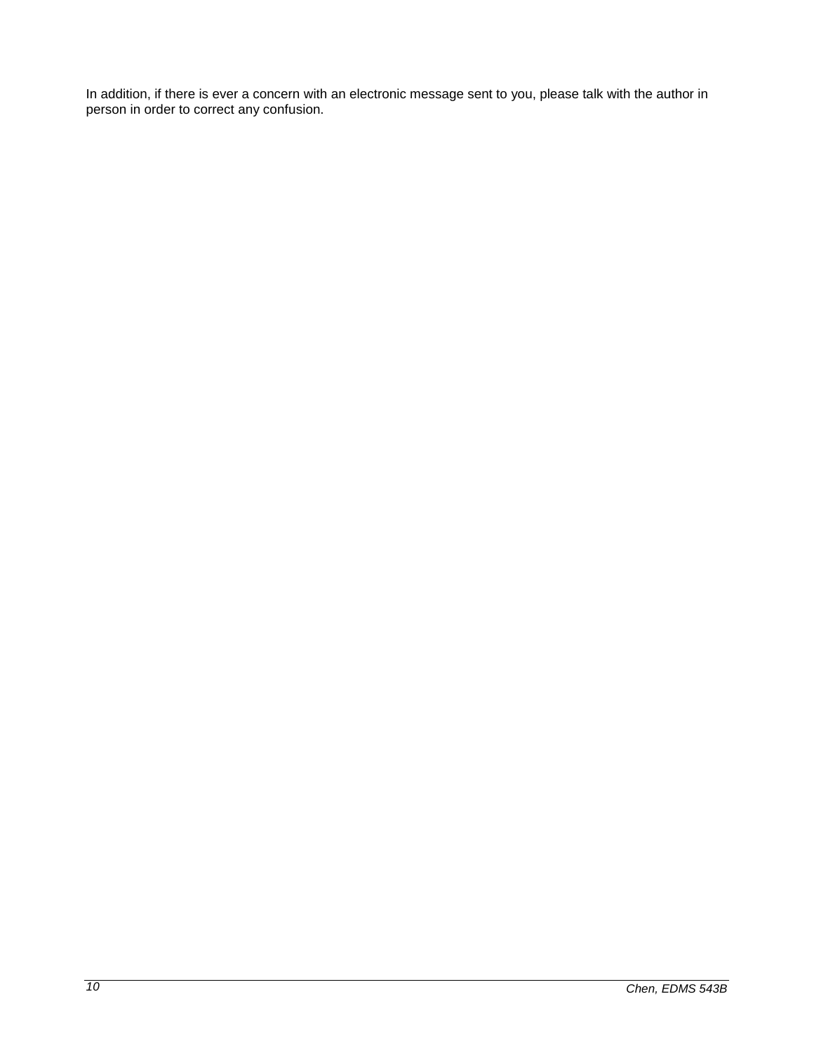In addition, if there is ever a concern with an electronic message sent to you, please talk with the author in person in order to correct any confusion.